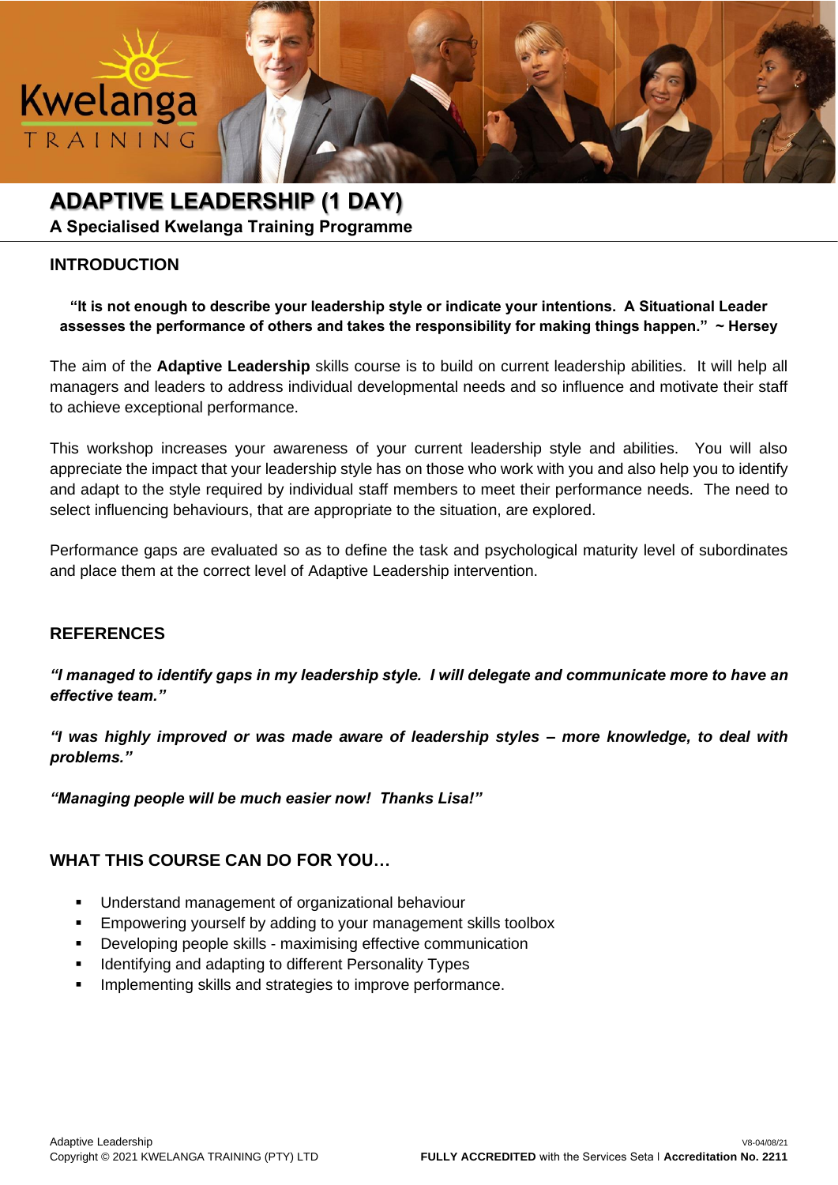# ADAPTIVE LEADERSHIP (1 DAY)

**A Specialised Kwelanga Training Programme**

## INTRODUCTION

**"It is not enough to describe your leadership style or indicate your intentions. A Situational Leader assesses the performance of others and takes the responsibility for making things happen." ~ Hersey**

The aim of the **Adaptive Leadership** skills course is to build on current leadership abilities. It will help all managers and leaders to address individual developmental needs and so influence and motivate their staff to achieve exceptional performance.

This workshop increases your awareness of your current leadership style and abilities. You will also appreciate the impact that your leadership style has on those who work with you and also help you to identify and adapt to the style required by individual staff members to meet their performance needs. The need to select influencing behaviours, that are appropriate to the situation, are explored.

Performance gaps are evaluated so as to define the task and psychological maturity level of subordinates and place them at the correct level of Adaptive Leadership intervention.

## REFERENCES

***"I managed to identify gaps in my leadership style. I will delegate and communicate more to have an effective team."***

***"I was highly improved or was made aware of leadership styles – more knowledge, to deal with problems."***

***"Managing people will be much easier now! Thanks Lisa!"***

## WHAT THIS COURSE CAN DO FOR YOU…

- Understand management of organizational behaviour
- Empowering yourself by adding to your management skills toolbox
- Developing people skills - maximising effective communication
- Identifying and adapting to different Personality Types
- Implementing skills and strategies to improve performance.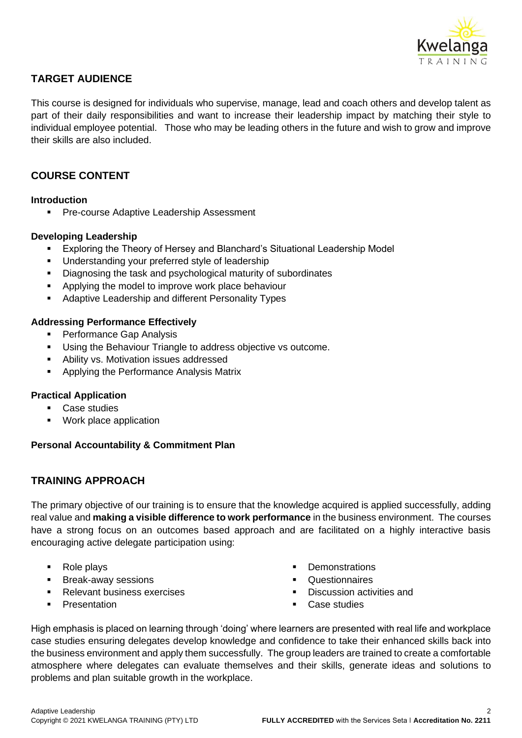## TARGET AUDIENCE

This course is designed for individuals who supervise, manage, lead and coach others and develop talent as part of their daily responsibilities and want to increase their leadership impact by matching their style to individual employee potential. Those who may be leading others in the future and wish to grow and improve their skills are also included.

## COURSE CONTENT

### Introduction

- Pre-course Adaptive Leadership Assessment

### Developing Leadership

- Exploring the Theory of Hersey and Blanchard's Situational Leadership Model
- Understanding your preferred style of leadership
- Diagnosing the task and psychological maturity of subordinates
- Applying the model to improve work place behaviour
- Adaptive Leadership and different Personality Types

### Addressing Performance Effectively

- Performance Gap Analysis
- Using the Behaviour Triangle to address objective vs outcome.
- Ability vs. Motivation issues addressed
- Applying the Performance Analysis Matrix

### Practical Application

- Case studies
- Work place application

### Personal Accountability & Commitment Plan

## TRAINING APPROACH

The primary objective of our training is to ensure that the knowledge acquired is applied successfully, adding real value and **making a visible difference to work performance** in the business environment. The courses have a strong focus on an outcomes based approach and are facilitated on a highly interactive basis encouraging active delegate participation using:

- Role plays
- Break-away sessions
- Relevant business exercises
- Presentation
- Demonstrations
- Questionnaires
- Discussion activities and
- Case studies

High emphasis is placed on learning through 'doing' where learners are presented with real life and workplace case studies ensuring delegates develop knowledge and confidence to take their enhanced skills back into the business environment and apply them successfully. The group leaders are trained to create a comfortable atmosphere where delegates can evaluate themselves and their skills, generate ideas and solutions to problems and plan suitable growth in the workplace.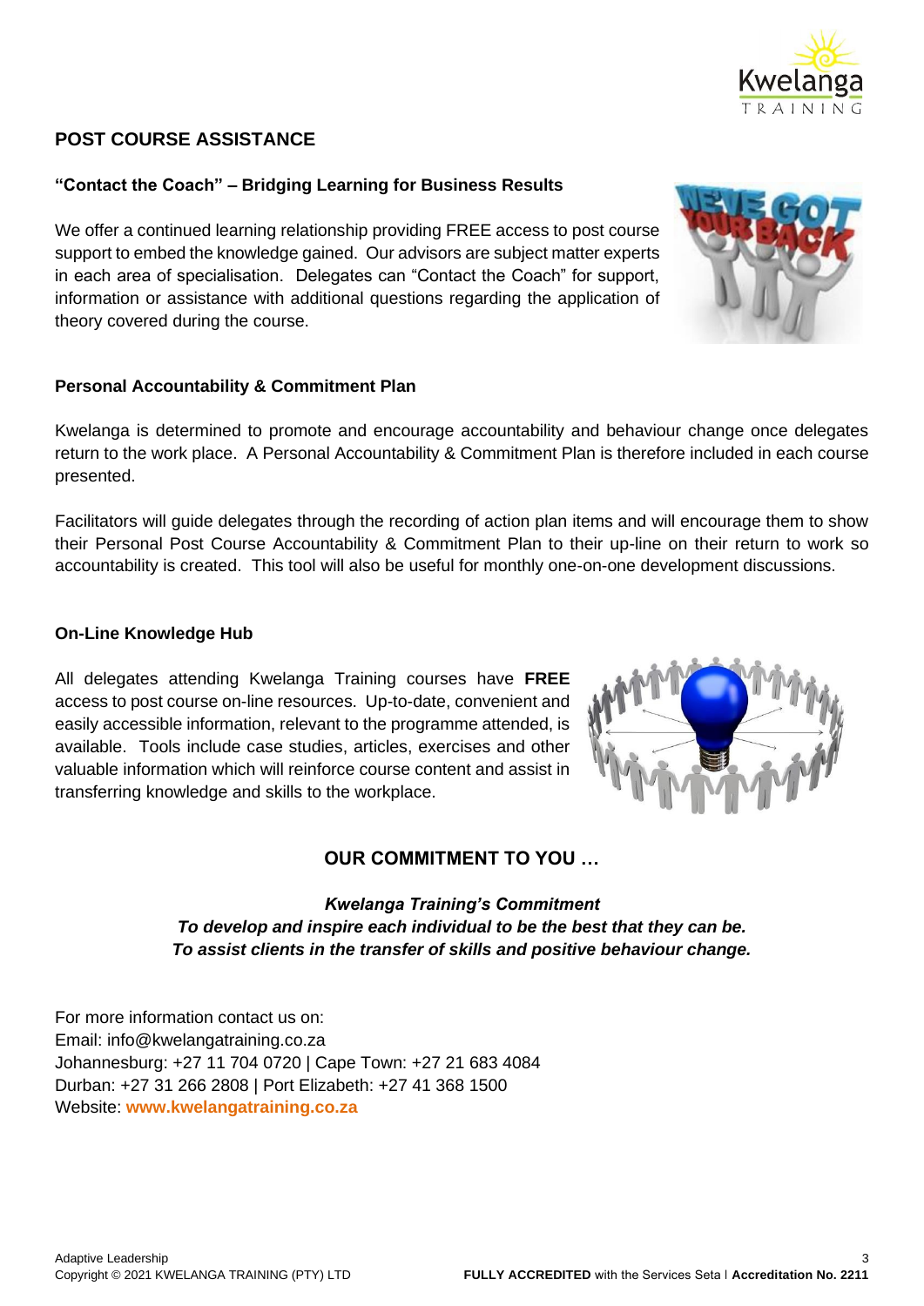## POST COURSE ASSISTANCE

### "Contact the Coach" – Bridging Learning for Business Results

We offer a continued learning relationship providing FREE access to post course support to embed the knowledge gained. Our advisors are subject matter experts in each area of specialisation. Delegates can "Contact the Coach" for support, information or assistance with additional questions regarding the application of theory covered during the course.

### Personal Accountability & Commitment Plan

Kwelanga is determined to promote and encourage accountability and behaviour change once delegates return to the work place. A Personal Accountability & Commitment Plan is therefore included in each course presented.

Facilitators will guide delegates through the recording of action plan items and will encourage them to show their Personal Post Course Accountability & Commitment Plan to their up-line on their return to work so accountability is created. This tool will also be useful for monthly one-on-one development discussions.

### On-Line Knowledge Hub

All delegates attending Kwelanga Training courses have **FREE** access to post course on-line resources. Up-to-date, convenient and easily accessible information, relevant to the programme attended, is available. Tools include case studies, articles, exercises and other valuable information which will reinforce course content and assist in transferring knowledge and skills to the workplace.

## OUR COMMITMENT TO YOU …

***Kwelanga Training's Commitment***
***To develop and inspire each individual to be the best that they can be.***
***To assist clients in the transfer of skills and positive behaviour change.***

For more information contact us on:
Email: info@kwelangatraining.co.za
Johannesburg: +27 11 704 0720 | Cape Town: +27 21 683 4084
Durban: +27 31 266 2808 | Port Elizabeth: +27 41 368 1500
Website: **www.kwelangatraining.co.za**